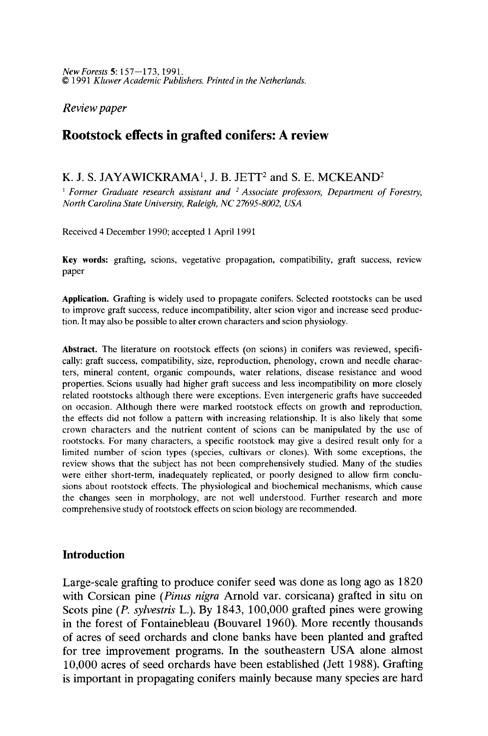*New Forests* 5: 157–173, 1991.
© 1991 *Kluwer Academic Publishers. Printed in the Netherlands.*

*Review paper*

# Rootstock effects in grafted conifers: A review

K. J. S. JAYAWICKRAMA[1], J. B. JETT[2] and S. E. MCKEAND[2]

[1] *Former Graduate research assistant and* [2] *Associate professors, Department of Forestry, North Carolina State University, Raleigh, NC 27695-8002, USA*

Received 4 December 1990; accepted 1 April 1991

**Key words:** grafting, scions, vegetative propagation, compatibility, graft success, review paper

**Application.** Grafting is widely used to propagate conifers. Selected rootstocks can be used to improve graft success, reduce incompatibility, alter scion vigor and increase seed production. It may also be possible to alter crown characters and scion physiology.

**Abstract.** The literature on rootstock effects (on scions) in conifers was reviewed, specifically: graft success, compatibility, size, reproduction, phenology, crown and needle characters, mineral content, organic compounds, water relations, disease resistance and wood properties. Scions usually had higher graft success and less incompatibility on more closely related rootstocks although there were exceptions. Even intergeneric grafts have succeeded on occasion. Although there were marked rootstock effects on growth and reproduction, the effects did not follow a pattern with increasing relationship. It is also likely that some crown characters and the nutrient content of scions can be manipulated by the use of rootstocks. For many characters, a specific rootstock may give a desired result only for a limited number of scion types (species, cultivars or clones). With some exceptions, the review shows that the subject has not been comprehensively studied. Many of the studies were either short-term, inadequately replicated, or poorly designed to allow firm conclusions about rootstock effects. The physiological and biochemical mechanisms, which cause the changes seen in morphology, are not well understood. Further research and more comprehensive study of rootstock effects on scion biology are recommended.

## Introduction

Large-scale grafting to produce conifer seed was done as long ago as 1820 with Corsican pine (*Pinus nigra* Arnold var. corsicana) grafted in situ on Scots pine (*P. sylvestris* L.). By 1843, 100,000 grafted pines were growing in the forest of Fontainebleau (Bouvarel 1960). More recently thousands of acres of seed orchards and clone banks have been planted and grafted for tree improvement programs. In the southeastern USA alone almost 10,000 acres of seed orchards have been established (Jett 1988). Grafting is important in propagating conifers mainly because many species are hard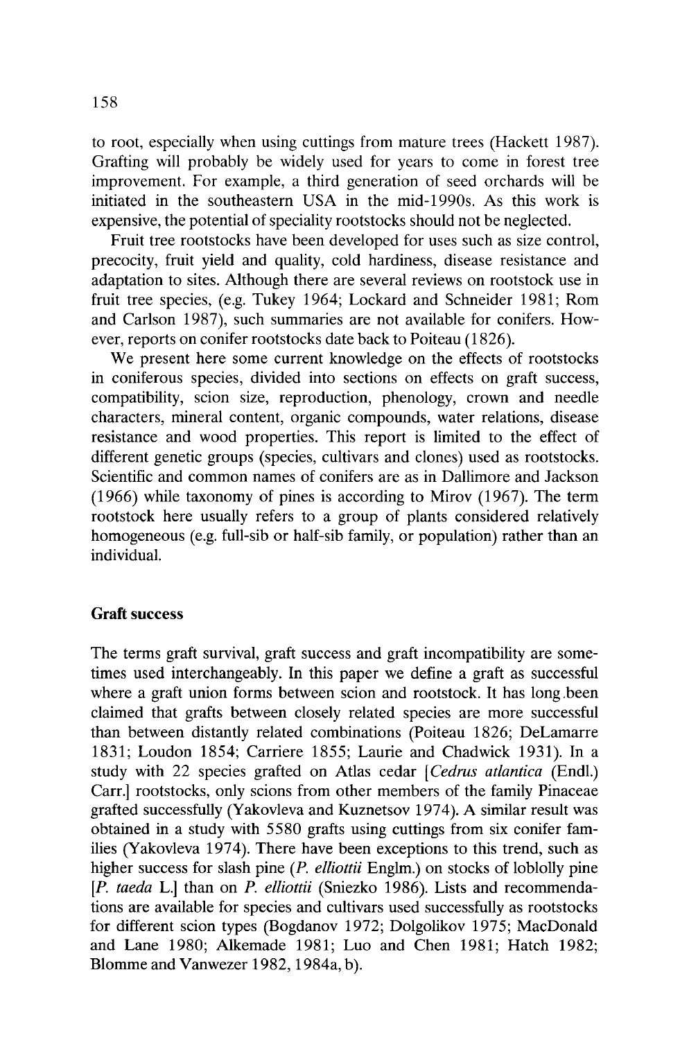to root, especially when using cuttings from mature trees (Hackett 1987). Grafting will probably be widely used for years to come in forest tree improvement. For example, a third generation of seed orchards will be initiated in the southeastern USA in the mid-1990s. As this work is expensive, the potential of speciality rootstocks should not be neglected.

Fruit tree rootstocks have been developed for uses such as size control, precocity, fruit yield and quality, cold hardiness, disease resistance and adaptation to sites. Although there are several reviews on rootstock use in fruit tree species, (e.g. Tukey 1964; Lockard and Schneider 1981; Rom and Carlson 1987), such summaries are not available for conifers. However, reports on conifer rootstocks date back to Poiteau (1826).

We present here some current knowledge on the effects of rootstocks in coniferous species, divided into sections on effects on graft success, compatibility, scion size, reproduction, phenology, crown and needle characters, mineral content, organic compounds, water relations, disease resistance and wood properties. This report is limited to the effect of different genetic groups (species, cultivars and clones) used as rootstocks. Scientific and common names of conifers are as in Dallimore and Jackson (1966) while taxonomy of pines is according to Mirov (1967). The term rootstock here usually refers to a group of plants considered relatively homogeneous (e.g. full-sib or half-sib family, or population) rather than an individual.

## Graft success

The terms graft survival, graft success and graft incompatibility are sometimes used interchangeably. In this paper we define a graft as successful where a graft union forms between scion and rootstock. It has long been claimed that grafts between closely related species are more successful than between distantly related combinations (Poiteau 1826; DeLamarre 1831; Loudon 1854; Carriere 1855; Laurie and Chadwick 1931). In a study with 22 species grafted on Atlas cedar [*Cedrus atlantica* (Endl.) Carr.] rootstocks, only scions from other members of the family Pinaceae grafted successfully (Yakovleva and Kuznetsov 1974). A similar result was obtained in a study with 5580 grafts using cuttings from six conifer families (Yakovleva 1974). There have been exceptions to this trend, such as higher success for slash pine (*P. elliottii* Englm.) on stocks of loblolly pine [*P. taeda* L.] than on *P. elliottii* (Sniezko 1986). Lists and recommendations are available for species and cultivars used successfully as rootstocks for different scion types (Bogdanov 1972; Dolgolikov 1975; MacDonald and Lane 1980; Alkemade 1981; Luo and Chen 1981; Hatch 1982; Blomme and Vanwezer 1982, 1984a, b).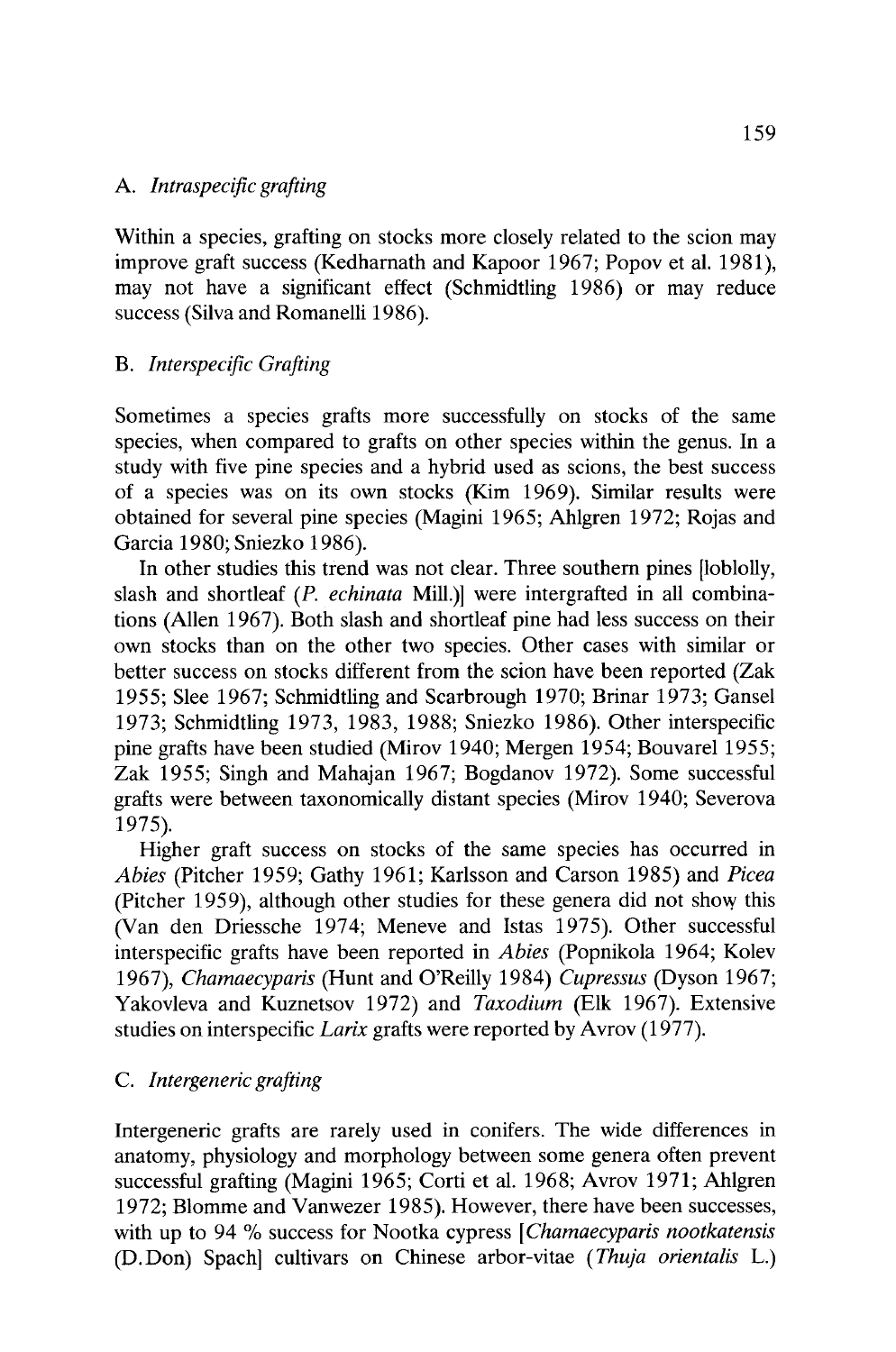### A. *Intraspecific grafting*

Within a species, grafting on stocks more closely related to the scion may improve graft success (Kedharnath and Kapoor 1967; Popov et al. 1981), may not have a significant effect (Schmidtling 1986) or may reduce success (Silva and Romanelli 1986).

### B. *Interspecific Grafting*

Sometimes a species grafts more successfully on stocks of the same species, when compared to grafts on other species within the genus. In a study with five pine species and a hybrid used as scions, the best success of a species was on its own stocks (Kim 1969). Similar results were obtained for several pine species (Magini 1965; Ahlgren 1972; Rojas and Garcia 1980; Sniezko 1986).

In other studies this trend was not clear. Three southern pines [loblolly, slash and shortleaf (*P. echinata* Mill.)] were intergrafted in all combinations (Allen 1967). Both slash and shortleaf pine had less success on their own stocks than on the other two species. Other cases with similar or better success on stocks different from the scion have been reported (Zak 1955; Slee 1967; Schmidtling and Scarbrough 1970; Brinar 1973; Gansel 1973; Schmidtling 1973, 1983, 1988; Sniezko 1986). Other interspecific pine grafts have been studied (Mirov 1940; Mergen 1954; Bouvarel 1955; Zak 1955; Singh and Mahajan 1967; Bogdanov 1972). Some successful grafts were between taxonomically distant species (Mirov 1940; Severova 1975).

Higher graft success on stocks of the same species has occurred in *Abies* (Pitcher 1959; Gathy 1961; Karlsson and Carson 1985) and *Picea* (Pitcher 1959), although other studies for these genera did not show this (Van den Driessche 1974; Meneve and Istas 1975). Other successful interspecific grafts have been reported in *Abies* (Popnikola 1964; Kolev 1967), *Chamaecyparis* (Hunt and O'Reilly 1984) *Cupressus* (Dyson 1967; Yakovleva and Kuznetsov 1972) and *Taxodium* (Elk 1967). Extensive studies on interspecific *Larix* grafts were reported by Avrov (1977).

### C. *Intergeneric grafting*

Intergeneric grafts are rarely used in conifers. The wide differences in anatomy, physiology and morphology between some genera often prevent successful grafting (Magini 1965; Corti et al. 1968; Avrov 1971; Ahlgren 1972; Blomme and Vanwezer 1985). However, there have been successes, with up to 94 % success for Nootka cypress [*Chamaecyparis nootkatensis* (D.Don) Spach] cultivars on Chinese arbor-vitae (*Thuja orientalis* L.)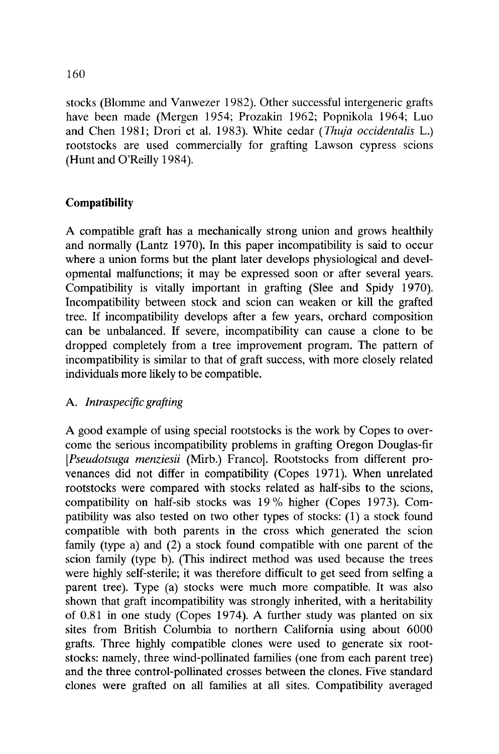stocks (Blomme and Vanwezer 1982). Other successful intergeneric grafts have been made (Mergen 1954; Prozakin 1962; Popnikola 1964; Luo and Chen 1981; Drori et al. 1983). White cedar (*Thuja occidentalis* L.) rootstocks are used commercially for grafting Lawson cypress scions (Hunt and O'Reilly 1984).

## Compatibility

A compatible graft has a mechanically strong union and grows healthily and normally (Lantz 1970). In this paper incompatibility is said to occur where a union forms but the plant later develops physiological and developmental malfunctions; it may be expressed soon or after several years. Compatibility is vitally important in grafting (Slee and Spidy 1970). Incompatibility between stock and scion can weaken or kill the grafted tree. If incompatibility develops after a few years, orchard composition can be unbalanced. If severe, incompatibility can cause a clone to be dropped completely from a tree improvement program. The pattern of incompatibility is similar to that of graft success, with more closely related individuals more likely to be compatible.

### A. *Intraspecific grafting*

A good example of using special rootstocks is the work by Copes to overcome the serious incompatibility problems in grafting Oregon Douglas-fir [*Pseudotsuga menziesii* (Mirb.) Franco]. Rootstocks from different provenances did not differ in compatibility (Copes 1971). When unrelated rootstocks were compared with stocks related as half-sibs to the scions, compatibility on half-sib stocks was 19 % higher (Copes 1973). Compatibility was also tested on two other types of stocks: (1) a stock found compatible with both parents in the cross which generated the scion family (type a) and (2) a stock found compatible with one parent of the scion family (type b). (This indirect method was used because the trees were highly self-sterile; it was therefore difficult to get seed from selfing a parent tree). Type (a) stocks were much more compatible. It was also shown that graft incompatibility was strongly inherited, with a heritability of 0.81 in one study (Copes 1974). A further study was planted on six sites from British Columbia to northern California using about 6000 grafts. Three highly compatible clones were used to generate six rootstocks: namely, three wind-pollinated families (one from each parent tree) and the three control-pollinated crosses between the clones. Five standard clones were grafted on all families at all sites. Compatibility averaged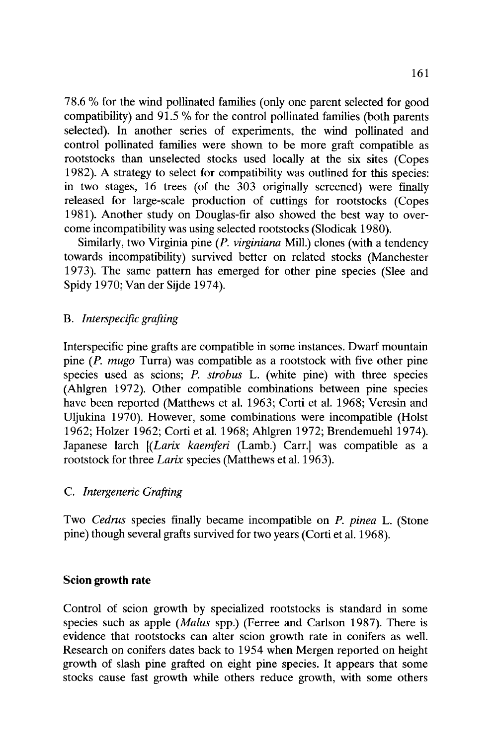78.6 % for the wind pollinated families (only one parent selected for good compatibility) and 91.5 % for the control pollinated families (both parents selected). In another series of experiments, the wind pollinated and control pollinated families were shown to be more graft compatible as rootstocks than unselected stocks used locally at the six sites (Copes 1982). A strategy to select for compatibility was outlined for this species: in two stages, 16 trees (of the 303 originally screened) were finally released for large-scale production of cuttings for rootstocks (Copes 1981). Another study on Douglas-fir also showed the best way to overcome incompatibility was using selected rootstocks (Slodicak 1980).

Similarly, two Virginia pine (*P. virginiana* Mill.) clones (with a tendency towards incompatibility) survived better on related stocks (Manchester 1973). The same pattern has emerged for other pine species (Slee and Spidy 1970; Van der Sijde 1974).

### B. *Interspecific grafting*

Interspecific pine grafts are compatible in some instances. Dwarf mountain pine (*P. mugo* Turra) was compatible as a rootstock with five other pine species used as scions; *P. strobus* L. (white pine) with three species (Ahlgren 1972). Other compatible combinations between pine species have been reported (Matthews et al. 1963; Corti et al. 1968; Veresin and Uljukina 1970). However, some combinations were incompatible (Holst 1962; Holzer 1962; Corti et al. 1968; Ahlgren 1972; Brendemuehl 1974). Japanese larch [(*Larix kaemferi* (Lamb.) Carr.] was compatible as a rootstock for three *Larix* species (Matthews et al. 1963).

### C. *Intergeneric Grafting*

Two *Cedrus* species finally became incompatible on *P. pinea* L. (Stone pine) though several grafts survived for two years (Corti et al. 1968).

## Scion growth rate

Control of scion growth by specialized rootstocks is standard in some species such as apple (*Malus* spp.) (Ferree and Carlson 1987). There is evidence that rootstocks can alter scion growth rate in conifers as well. Research on conifers dates back to 1954 when Mergen reported on height growth of slash pine grafted on eight pine species. It appears that some stocks cause fast growth while others reduce growth, with some others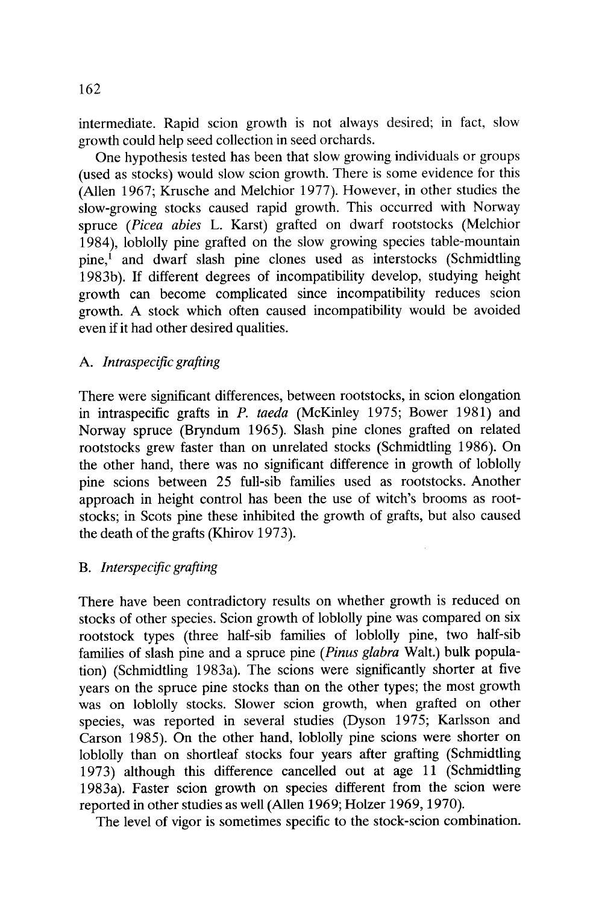intermediate. Rapid scion growth is not always desired; in fact, slow growth could help seed collection in seed orchards.

One hypothesis tested has been that slow growing individuals or groups (used as stocks) would slow scion growth. There is some evidence for this (Allen 1967; Krusche and Melchior 1977). However, in other studies the slow-growing stocks caused rapid growth. This occurred with Norway spruce (*Picea abies* L. Karst) grafted on dwarf rootstocks (Melchior 1984), loblolly pine grafted on the slow growing species table-mountain pine,[1] and dwarf slash pine clones used as interstocks (Schmidtling 1983b). If different degrees of incompatibility develop, studying height growth can become complicated since incompatibility reduces scion growth. A stock which often caused incompatibility would be avoided even if it had other desired qualities.

### A. *Intraspecific grafting*

There were significant differences, between rootstocks, in scion elongation in intraspecific grafts in *P. taeda* (McKinley 1975; Bower 1981) and Norway spruce (Bryndum 1965). Slash pine clones grafted on related rootstocks grew faster than on unrelated stocks (Schmidtling 1986). On the other hand, there was no significant difference in growth of loblolly pine scions between 25 full-sib families used as rootstocks. Another approach in height control has been the use of witch's brooms as rootstocks; in Scots pine these inhibited the growth of grafts, but also caused the death of the grafts (Khirov 1973).

### B. *Interspecific grafting*

There have been contradictory results on whether growth is reduced on stocks of other species. Scion growth of loblolly pine was compared on six rootstock types (three half-sib families of loblolly pine, two half-sib families of slash pine and a spruce pine (*Pinus glabra* Walt.) bulk population) (Schmidtling 1983a). The scions were significantly shorter at five years on the spruce pine stocks than on the other types; the most growth was on loblolly stocks. Slower scion growth, when grafted on other species, was reported in several studies (Dyson 1975; Karlsson and Carson 1985). On the other hand, loblolly pine scions were shorter on loblolly than on shortleaf stocks four years after grafting (Schmidtling 1973) although this difference cancelled out at age 11 (Schmidtling 1983a). Faster scion growth on species different from the scion were reported in other studies as well (Allen 1969; Holzer 1969, 1970).

The level of vigor is sometimes specific to the stock-scion combination.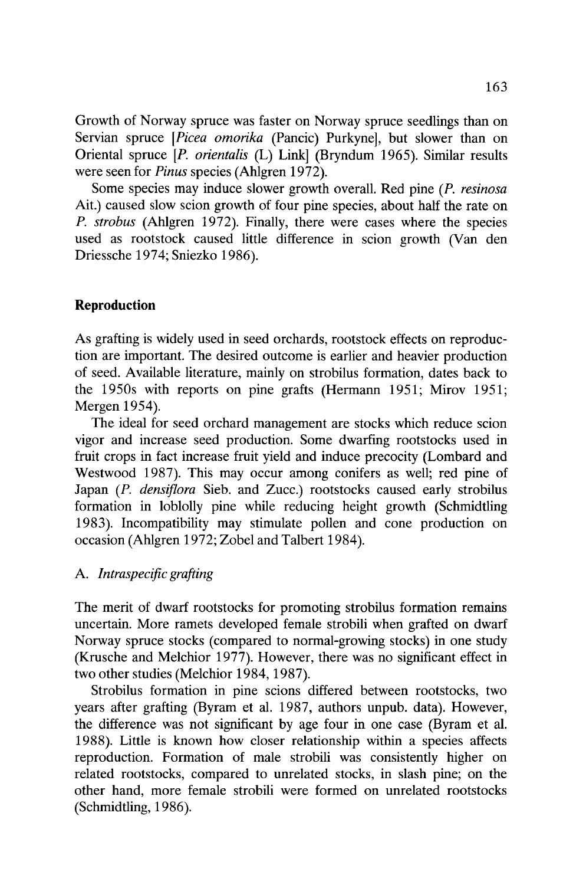Growth of Norway spruce was faster on Norway spruce seedlings than on Servian spruce [*Picea omorika* (Pancic) Purkyne], but slower than on Oriental spruce [*P. orientalis* (L) Link] (Bryndum 1965). Similar results were seen for *Pinus* species (Ahlgren 1972).

Some species may induce slower growth overall. Red pine (*P. resinosa* Ait.) caused slow scion growth of four pine species, about half the rate on *P. strobus* (Ahlgren 1972). Finally, there were cases where the species used as rootstock caused little difference in scion growth (Van den Driessche 1974; Sniezko 1986).

## Reproduction

As grafting is widely used in seed orchards, rootstock effects on reproduction are important. The desired outcome is earlier and heavier production of seed. Available literature, mainly on strobilus formation, dates back to the 1950s with reports on pine grafts (Hermann 1951; Mirov 1951; Mergen 1954).

The ideal for seed orchard management are stocks which reduce scion vigor and increase seed production. Some dwarfing rootstocks used in fruit crops in fact increase fruit yield and induce precocity (Lombard and Westwood 1987). This may occur among conifers as well; red pine of Japan (*P. densiflora* Sieb. and Zucc.) rootstocks caused early strobilus formation in loblolly pine while reducing height growth (Schmidtling 1983). Incompatibility may stimulate pollen and cone production on occasion (Ahlgren 1972; Zobel and Talbert 1984).

### A. *Intraspecific grafting*

The merit of dwarf rootstocks for promoting strobilus formation remains uncertain. More ramets developed female strobili when grafted on dwarf Norway spruce stocks (compared to normal-growing stocks) in one study (Krusche and Melchior 1977). However, there was no significant effect in two other studies (Melchior 1984, 1987).

Strobilus formation in pine scions differed between rootstocks, two years after grafting (Byram et al. 1987, authors unpub. data). However, the difference was not significant by age four in one case (Byram et al. 1988). Little is known how closer relationship within a species affects reproduction. Formation of male strobili was consistently higher on related rootstocks, compared to unrelated stocks, in slash pine; on the other hand, more female strobili were formed on unrelated rootstocks (Schmidtling, 1986).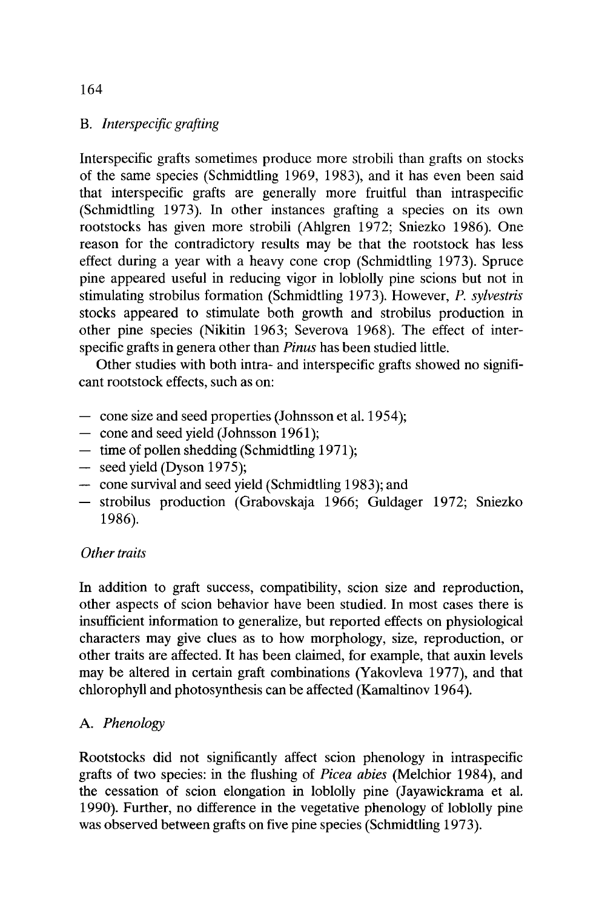### B. *Interspecific grafting*

Interspecific grafts sometimes produce more strobili than grafts on stocks of the same species (Schmidtling 1969, 1983), and it has even been said that interspecific grafts are generally more fruitful than intraspecific (Schmidtling 1973). In other instances grafting a species on its own rootstocks has given more strobili (Ahlgren 1972; Sniezko 1986). One reason for the contradictory results may be that the rootstock has less effect during a year with a heavy cone crop (Schmidtling 1973). Spruce pine appeared useful in reducing vigor in loblolly pine scions but not in stimulating strobilus formation (Schmidtling 1973). However, *P. sylvestris* stocks appeared to stimulate both growth and strobilus production in other pine species (Nikitin 1963; Severova 1968). The effect of interspecific grafts in genera other than *Pinus* has been studied little.

Other studies with both intra- and interspecific grafts showed no significant rootstock effects, such as on:

- cone size and seed properties (Johnsson et al. 1954);
- cone and seed yield (Johnsson 1961);
- time of pollen shedding (Schmidtling 1971);
- seed yield (Dyson 1975);
- cone survival and seed yield (Schmidtling 1983); and
- strobilus production (Grabovskaja 1966; Guldager 1972; Sniezko 1986).

## *Other traits*

In addition to graft success, compatibility, scion size and reproduction, other aspects of scion behavior have been studied. In most cases there is insufficient information to generalize, but reported effects on physiological characters may give clues as to how morphology, size, reproduction, or other traits are affected. It has been claimed, for example, that auxin levels may be altered in certain graft combinations (Yakovleva 1977), and that chlorophyll and photosynthesis can be affected (Kamaltinov 1964).

### A. *Phenology*

Rootstocks did not significantly affect scion phenology in intraspecific grafts of two species: in the flushing of *Picea abies* (Melchior 1984), and the cessation of scion elongation in loblolly pine (Jayawickrama et al. 1990). Further, no difference in the vegetative phenology of loblolly pine was observed between grafts on five pine species (Schmidtling 1973).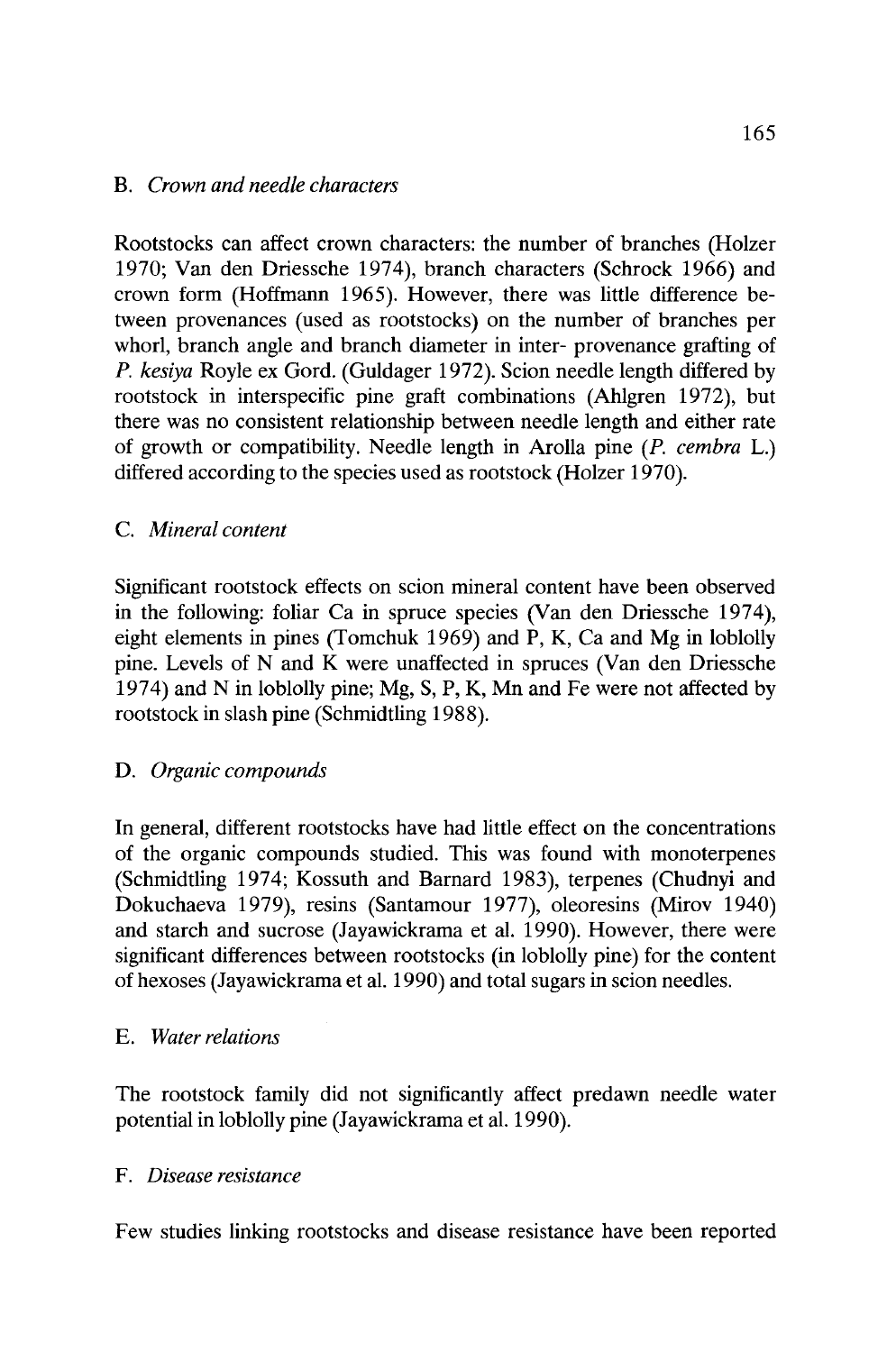### B. *Crown and needle characters*

Rootstocks can affect crown characters: the number of branches (Holzer 1970; Van den Driessche 1974), branch characters (Schrock 1966) and crown form (Hoffmann 1965). However, there was little difference between provenances (used as rootstocks) on the number of branches per whorl, branch angle and branch diameter in inter- provenance grafting of *P. kesiya* Royle ex Gord. (Guldager 1972). Scion needle length differed by rootstock in interspecific pine graft combinations (Ahlgren 1972), but there was no consistent relationship between needle length and either rate of growth or compatibility. Needle length in Arolla pine (*P. cembra* L.) differed according to the species used as rootstock (Holzer 1970).

### C. *Mineral content*

Significant rootstock effects on scion mineral content have been observed in the following: foliar Ca in spruce species (Van den Driessche 1974), eight elements in pines (Tomchuk 1969) and P, K, Ca and Mg in loblolly pine. Levels of N and K were unaffected in spruces (Van den Driessche 1974) and N in loblolly pine; Mg, S, P, K, Mn and Fe were not affected by rootstock in slash pine (Schmidtling 1988).

### D. *Organic compounds*

In general, different rootstocks have had little effect on the concentrations of the organic compounds studied. This was found with monoterpenes (Schmidtling 1974; Kossuth and Barnard 1983), terpenes (Chudnyi and Dokuchaeva 1979), resins (Santamour 1977), oleoresins (Mirov 1940) and starch and sucrose (Jayawickrama et al. 1990). However, there were significant differences between rootstocks (in loblolly pine) for the content of hexoses (Jayawickrama et al. 1990) and total sugars in scion needles.

### E. *Water relations*

The rootstock family did not significantly affect predawn needle water potential in loblolly pine (Jayawickrama et al. 1990).

### F. *Disease resistance*

Few studies linking rootstocks and disease resistance have been reported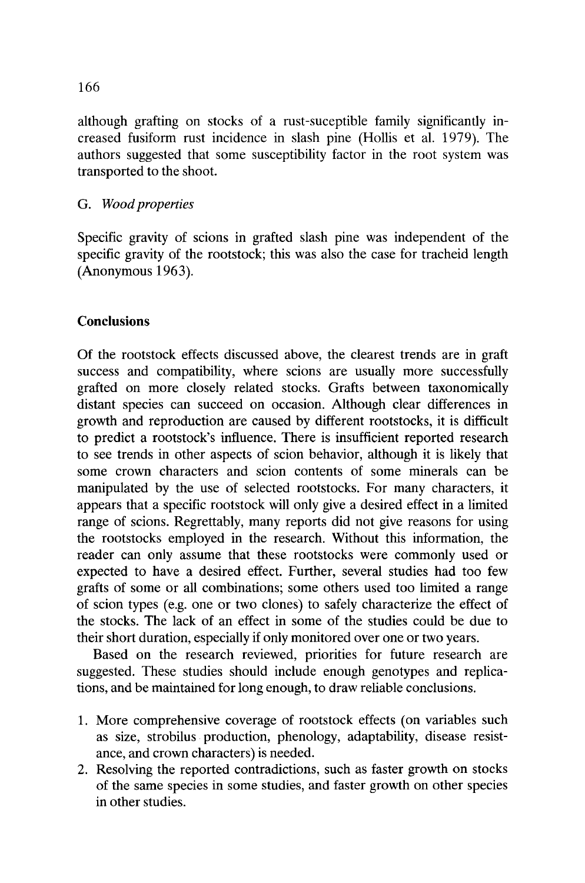although grafting on stocks of a rust-suceptible family significantly increased fusiform rust incidence in slash pine (Hollis et al. 1979). The authors suggested that some susceptibility factor in the root system was transported to the shoot.

G. *Wood properties*

Specific gravity of scions in grafted slash pine was independent of the specific gravity of the rootstock; this was also the case for tracheid length (Anonymous 1963).

## Conclusions

Of the rootstock effects discussed above, the clearest trends are in graft success and compatibility, where scions are usually more successfully grafted on more closely related stocks. Grafts between taxonomically distant species can succeed on occasion. Although clear differences in growth and reproduction are caused by different rootstocks, it is difficult to predict a rootstock's influence. There is insufficient reported research to see trends in other aspects of scion behavior, although it is likely that some crown characters and scion contents of some minerals can be manipulated by the use of selected rootstocks. For many characters, it appears that a specific rootstock will only give a desired effect in a limited range of scions. Regrettably, many reports did not give reasons for using the rootstocks employed in the research. Without this information, the reader can only assume that these rootstocks were commonly used or expected to have a desired effect. Further, several studies had too few grafts of some or all combinations; some others used too limited a range of scion types (e.g. one or two clones) to safely characterize the effect of the stocks. The lack of an effect in some of the studies could be due to their short duration, especially if only monitored over one or two years.

Based on the research reviewed, priorities for future research are suggested. These studies should include enough genotypes and replications, and be maintained for long enough, to draw reliable conclusions.

1. More comprehensive coverage of rootstock effects (on variables such as size, strobilus production, phenology, adaptability, disease resistance, and crown characters) is needed.
2. Resolving the reported contradictions, such as faster growth on stocks of the same species in some studies, and faster growth on other species in other studies.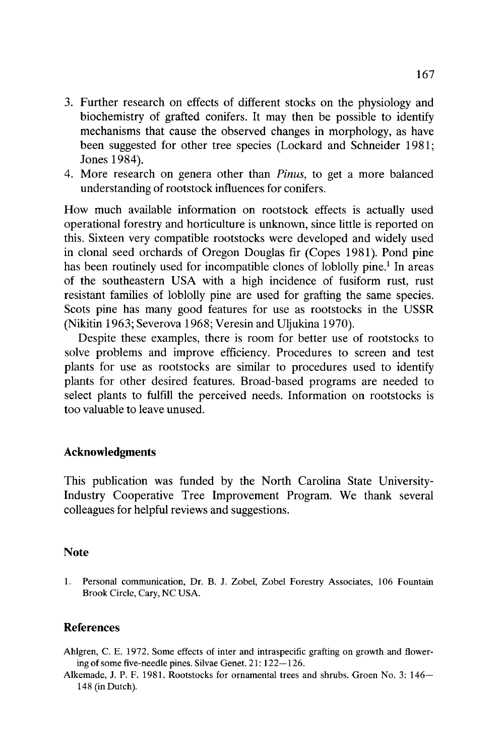3. Further research on effects of different stocks on the physiology and biochemistry of grafted conifers. It may then be possible to identify mechanisms that cause the observed changes in morphology, as have been suggested for other tree species (Lockard and Schneider 1981; Jones 1984).
4. More research on genera other than *Pinus*, to get a more balanced understanding of rootstock influences for conifers.

How much available information on rootstock effects is actually used operational forestry and horticulture is unknown, since little is reported on this. Sixteen very compatible rootstocks were developed and widely used in clonal seed orchards of Oregon Douglas fir (Copes 1981). Pond pine has been routinely used for incompatible clones of loblolly pine.[1] In areas of the southeastern USA with a high incidence of fusiform rust, rust resistant families of loblolly pine are used for grafting the same species. Scots pine has many good features for use as rootstocks in the USSR (Nikitin 1963; Severova 1968; Veresin and Uljukina 1970).

Despite these examples, there is room for better use of rootstocks to solve problems and improve efficiency. Procedures to screen and test plants for use as rootstocks are similar to procedures used to identify plants for other desired features. Broad-based programs are needed to select plants to fulfill the perceived needs. Information on rootstocks is too valuable to leave unused.

## Acknowledgments

This publication was funded by the North Carolina State University-Industry Cooperative Tree Improvement Program. We thank several colleagues for helpful reviews and suggestions.

## Note

1. Personal communication, Dr. B. J. Zobel, Zobel Forestry Associates, 106 Fountain Brook Circle, Cary, NC USA.

## References

Ahlgren, C. E. 1972. Some effects of inter and intraspecific grafting on growth and flowering of some five-needle pines. Silvae Genet. 21: 122–126.

Alkemade, J. P. F. 1981. Rootstocks for ornamental trees and shrubs. Groen No. 3: 146–148 (in Dutch).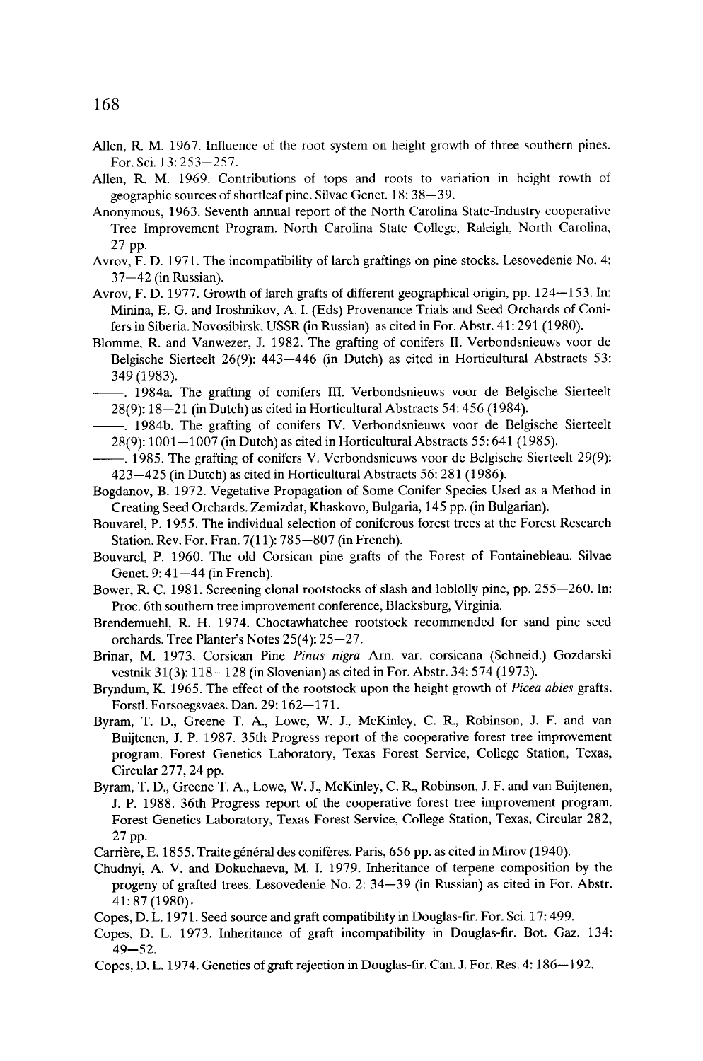Allen, R. M. 1967. Influence of the root system on height growth of three southern pines. For. Sci. 13: 253—257.

Allen, R. M. 1969. Contributions of tops and roots to variation in height rowth of geographic sources of shortleaf pine. Silvae Genet. 18: 38—39.

Anonymous, 1963. Seventh annual report of the North Carolina State-Industry cooperative Tree Improvement Program. North Carolina State College, Raleigh, North Carolina, 27 pp.

Avrov, F. D. 1971. The incompatibility of larch graftings on pine stocks. Lesovedenie No. 4: 37—42 (in Russian).

Avrov, F. D. 1977. Growth of larch grafts of different geographical origin, pp. 124—153. In: Minina, E. G. and Iroshnikov, A. I. (Eds) Provenance Trials and Seed Orchards of Conifers in Siberia. Novosibirsk, USSR (in Russian) as cited in For. Abstr. 41: 291 (1980).

Blomme, R. and Vanwezer, J. 1982. The grafting of conifers II. Verbondsnieuws voor de Belgische Sierteelt 26(9): 443—446 (in Dutch) as cited in Horticultural Abstracts 53: 349 (1983).

——. 1984a. The grafting of conifers III. Verbondsnieuws voor de Belgische Sierteelt 28(9): 18—21 (in Dutch) as cited in Horticultural Abstracts 54: 456 (1984).

——. 1984b. The grafting of conifers IV. Verbondsnieuws voor de Belgische Sierteelt 28(9): 1001—1007 (in Dutch) as cited in Horticultural Abstracts 55: 641 (1985).

——. 1985. The grafting of conifers V. Verbondsnieuws voor de Belgische Sierteelt 29(9): 423—425 (in Dutch) as cited in Horticultural Abstracts 56: 281 (1986).

Bogdanov, B. 1972. Vegetative Propagation of Some Conifer Species Used as a Method in Creating Seed Orchards. Zemizdat, Khaskovo, Bulgaria, 145 pp. (in Bulgarian).

Bouvarel, P. 1955. The individual selection of coniferous forest trees at the Forest Research Station. Rev. For. Fran. 7(11): 785—807 (in French).

Bouvarel, P. 1960. The old Corsican pine grafts of the Forest of Fontainebleau. Silvae Genet. 9: 41—44 (in French).

Bower, R. C. 1981. Screening clonal rootstocks of slash and loblolly pine, pp. 255—260. In: Proc. 6th southern tree improvement conference, Blacksburg, Virginia.

Brendemuehl, R. H. 1974. Choctawhatchee rootstock recommended for sand pine seed orchards. Tree Planter's Notes 25(4): 25—27.

Brinar, M. 1973. Corsican Pine *Pinus nigra* Arn. var. corsicana (Schneid.) Gozdarski vestnik 31(3): 118—128 (in Slovenian) as cited in For. Abstr. 34: 574 (1973).

Bryndum, K. 1965. The effect of the rootstock upon the height growth of *Picea abies* grafts. Forstl. Forsoegsvaes. Dan. 29: 162—171.

Byram, T. D., Greene T. A., Lowe, W. J., McKinley, C. R., Robinson, J. F. and van Buijtenen, J. P. 1987. 35th Progress report of the cooperative forest tree improvement program. Forest Genetics Laboratory, Texas Forest Service, College Station, Texas, Circular 277, 24 pp.

Byram, T. D., Greene T. A., Lowe, W. J., McKinley, C. R., Robinson, J. F. and van Buijtenen, J. P. 1988. 36th Progress report of the cooperative forest tree improvement program. Forest Genetics Laboratory, Texas Forest Service, College Station, Texas, Circular 282, 27 pp.

Carrière, E. 1855. Traite général des conifères. Paris, 656 pp. as cited in Mirov (1940).

Chudnyi, A. V. and Dokuchaeva, M. I. 1979. Inheritance of terpene composition by the progeny of grafted trees. Lesovedenie No. 2: 34—39 (in Russian) as cited in For. Abstr. 41: 87 (1980).

Copes, D. L. 1971. Seed source and graft compatibility in Douglas-fir. For. Sci. 17: 499.

Copes, D. L. 1973. Inheritance of graft incompatibility in Douglas-fir. Bot. Gaz. 134: 49—52.

Copes, D. L. 1974. Genetics of graft rejection in Douglas-fir. Can. J. For. Res. 4: 186—192.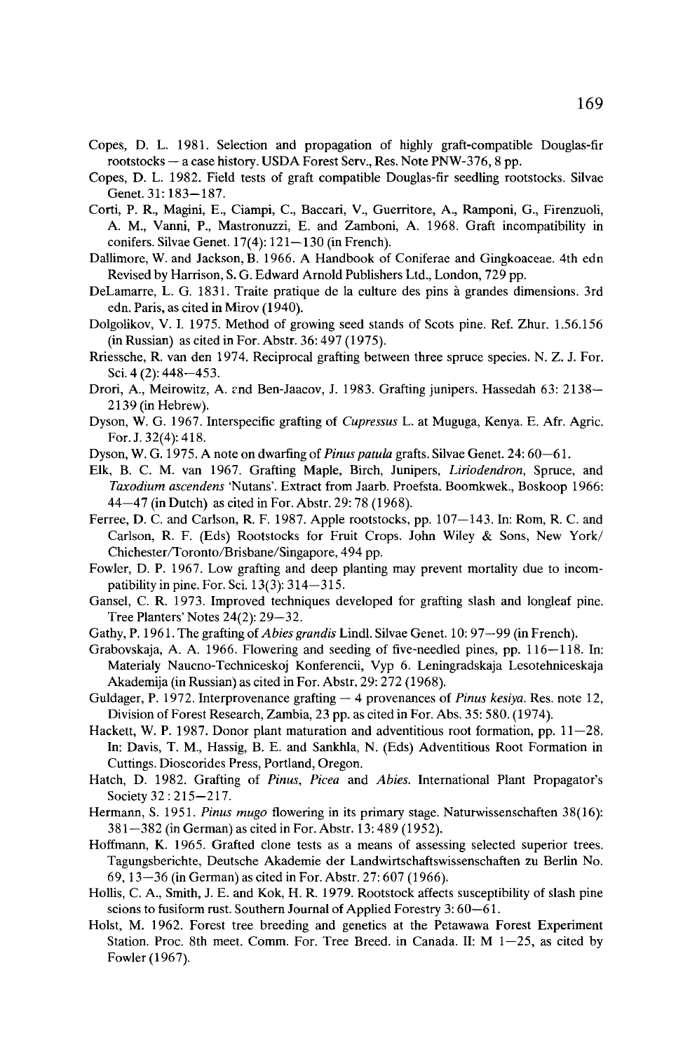Copes, D. L. 1981. Selection and propagation of highly graft-compatible Douglas-fir rootstocks — a case history. USDA Forest Serv., Res. Note PNW-376, 8 pp.

Copes, D. L. 1982. Field tests of graft compatible Douglas-fir seedling rootstocks. Silvae Genet. 31: 183—187.

Corti, P. R., Magini, E., Ciampi, C., Baccari, V., Guerritore, A., Ramponi, G., Firenzuoli, A. M., Vanni, P., Mastronuzzi, E. and Zamboni, A. 1968. Graft incompatibility in conifers. Silvae Genet. 17(4): 121—130 (in French).

Dallimore, W. and Jackson, B. 1966. A Handbook of Coniferae and Gingkoaceae. 4th edn Revised by Harrison, S. G. Edward Arnold Publishers Ltd., London, 729 pp.

DeLamarre, L. G. 1831. Traite pratique de la culture des pins à grandes dimensions. 3rd edn. Paris, as cited in Mirov (1940).

Dolgolikov, V. I. 1975. Method of growing seed stands of Scots pine. Ref. Zhur. 1.56.156 (in Russian) as cited in For. Abstr. 36: 497 (1975).

Rriessche, R. van den 1974. Reciprocal grafting between three spruce species. N. Z. J. For. Sci. 4 (2): 448—453.

Drori, A., Meirowitz, A. and Ben-Jaacov, J. 1983. Grafting junipers. Hassedah 63: 2138—2139 (in Hebrew).

Dyson, W. G. 1967. Interspecific grafting of *Cupressus* L. at Muguga, Kenya. E. Afr. Agric. For. J. 32(4): 418.

Dyson, W. G. 1975. A note on dwarfing of *Pinus patula* grafts. Silvae Genet. 24: 60—61.

Elk, B. C. M. van 1967. Grafting Maple, Birch, Junipers, *Liriodendron*, Spruce, and *Taxodium ascendens* 'Nutans'. Extract from Jaarb. Proefsta. Boomkwek., Boskoop 1966: 44—47 (in Dutch) as cited in For. Abstr. 29: 78 (1968).

Ferree, D. C. and Carlson, R. F. 1987. Apple rootstocks, pp. 107—143. In: Rom, R. C. and Carlson, R. F. (Eds) Rootstocks for Fruit Crops. John Wiley & Sons, New York/ Chichester/Toronto/Brisbane/Singapore, 494 pp.

Fowler, D. P. 1967. Low grafting and deep planting may prevent mortality due to incompatibility in pine. For. Sci. 13(3): 314—315.

Gansel, C. R. 1973. Improved techniques developed for grafting slash and longleaf pine. Tree Planters' Notes 24(2): 29—32.

Gathy, P. 1961. The grafting of *Abies grandis* Lindl. Silvae Genet. 10: 97—99 (in French).

Grabovskaja, A. A. 1966. Flowering and seeding of five-needled pines, pp. 116—118. In: Materialy Naucno-Techniceskoj Konferencii, Vyp 6. Leningradskaja Lesotehniceskaja Akademija (in Russian) as cited in For. Abstr. 29: 272 (1968).

Guldager, P. 1972. Interprovenance grafting — 4 provenances of *Pinus kesiya*. Res. note 12, Division of Forest Research, Zambia, 23 pp. as cited in For. Abs. 35: 580. (1974).

Hackett, W. P. 1987. Donor plant maturation and adventitious root formation, pp. 11—28. In: Davis, T. M., Hassig, B. E. and Sankhla, N. (Eds) Adventitious Root Formation in Cuttings. Dioscorides Press, Portland, Oregon.

Hatch, D. 1982. Grafting of *Pinus*, *Picea* and *Abies*. International Plant Propagator's Society 32 : 215—217.

Hermann, S. 1951. *Pinus mugo* flowering in its primary stage. Naturwissenschaften 38(16): 381—382 (in German) as cited in For. Abstr. 13: 489 (1952).

Hoffmann, K. 1965. Grafted clone tests as a means of assessing selected superior trees. Tagungsberichte, Deutsche Akademie der Landwirtschaftswissenschaften zu Berlin No. 69, 13—36 (in German) as cited in For. Abstr. 27: 607 (1966).

Hollis, C. A., Smith, J. E. and Kok, H. R. 1979. Rootstock affects susceptibility of slash pine scions to fusiform rust. Southern Journal of Applied Forestry 3: 60—61.

Holst, M. 1962. Forest tree breeding and genetics at the Petawawa Forest Experiment Station. Proc. 8th meet. Comm. For. Tree Breed. in Canada. II: M 1—25, as cited by Fowler (1967).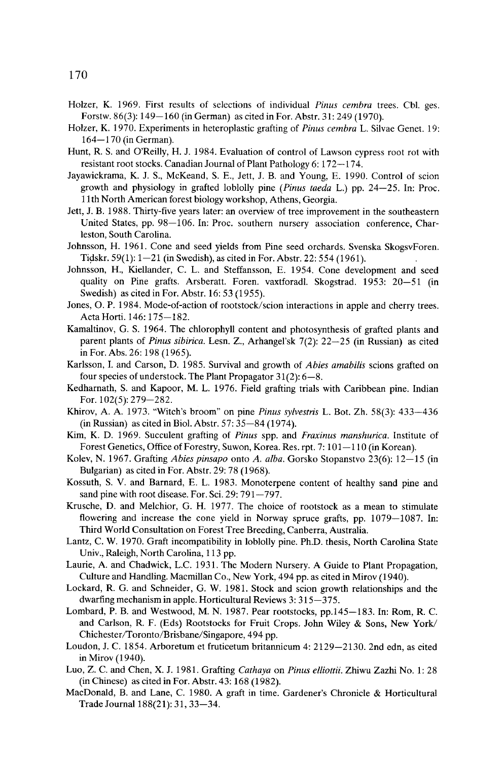Holzer, K. 1969. First results of selections of individual *Pinus cembra* trees. Cbl. ges. Forstw. 86(3): 149—160 (in German) as cited in For. Abstr. 31: 249 (1970).

Holzer, K. 1970. Experiments in heteroplastic grafting of *Pinus cembra* L. Silvae Genet. 19: 164—170 (in German).

Hunt, R. S. and O'Reilly, H. J. 1984. Evaluation of control of Lawson cypress root rot with resistant root stocks. Canadian Journal of Plant Pathology 6: 172—174.

Jayawickrama, K. J. S., McKeand, S. E., Jett, J. B. and Young, E. 1990. Control of scion growth and physiology in grafted loblolly pine (*Pinus taeda* L.) pp. 24—25. In: Proc. 11th North American forest biology workshop, Athens, Georgia.

Jett, J. B. 1988. Thirty-five years later: an overview of tree improvement in the southeastern United States, pp. 98—106. In: Proc. southern nursery association conference, Charleston, South Carolina.

Johnsson, H. 1961. Cone and seed yields from Pine seed orchards. Svenska SkogsvForen. Tidskr. 59(1): 1—21 (in Swedish), as cited in For. Abstr. 22: 554 (1961).

Johnsson, H., Kiellander, C. L. and Steffansson, E. 1954. Cone development and seed quality on Pine grafts. Arsberatt. Foren. vaxtforadl. Skogstrad. 1953: 20—51 (in Swedish) as cited in For. Abstr. 16: 53 (1955).

Jones, O. P. 1984. Mode-of-action of rootstock/scion interactions in apple and cherry trees. Acta Horti. 146: 175—182.

Kamaltinov, G. S. 1964. The chlorophyll content and photosynthesis of grafted plants and parent plants of *Pinus sibirica*. Lesn. Z., Arhangel'sk 7(2): 22—25 (in Russian) as cited in For. Abs. 26: 198 (1965).

Karlsson, I. and Carson, D. 1985. Survival and growth of *Abies amabilis* scions grafted on four species of understock. The Plant Propagator 31(2): 6—8.

Kedharnath, S. and Kapoor, M. L. 1976. Field grafting trials with Caribbean pine. Indian For. 102(5): 279—282.

Khirov, A. A. 1973. "Witch's broom" on pine *Pinus sylvestris* L. Bot. Zh. 58(3): 433—436 (in Russian) as cited in Biol. Abstr. 57: 35—84 (1974).

Kim, K. D. 1969. Succulent grafting of *Pinus* spp. and *Fraxinus manshurica*. Institute of Forest Genetics, Office of Forestry, Suwon, Korea. Res. rpt. 7: 101—110 (in Korean).

Kolev, N. 1967. Grafting *Abies pinsapo* onto *A. alba*. Gorsko Stopanstvo 23(6): 12—15 (in Bulgarian) as cited in For. Abstr. 29: 78 (1968).

Kossuth, S. V. and Barnard, E. L. 1983. Monoterpene content of healthy sand pine and sand pine with root disease. For. Sci. 29: 791—797.

Krusche, D. and Melchior, G. H. 1977. The choice of rootstock as a mean to stimulate flowering and increase the cone yield in Norway spruce grafts, pp. 1079—1087. In: Third World Consultation on Forest Tree Breeding, Canberra, Australia.

Lantz, C. W. 1970. Graft incompatibility in loblolly pine. Ph.D. thesis, North Carolina State Univ., Raleigh, North Carolina, 113 pp.

Laurie, A. and Chadwick, L.C. 1931. The Modern Nursery. A Guide to Plant Propagation, Culture and Handling. Macmillan Co., New York, 494 pp. as cited in Mirov (1940).

Lockard, R. G. and Schneider, G. W. 1981. Stock and scion growth relationships and the dwarfing mechanism in apple. Horticultural Reviews 3: 315—375.

Lombard, P. B. and Westwood, M. N. 1987. Pear rootstocks, pp.145—183. In: Rom, R. C. and Carlson, R. F. (Eds) Rootstocks for Fruit Crops. John Wiley & Sons, New York/ Chichester/Toronto/Brisbane/Singapore, 494 pp.

Loudon, J. C. 1854. Arboretum et fruticetum britannicum 4: 2129—2130. 2nd edn, as cited in Mirov (1940).

Luo, Z. C. and Chen, X. J. 1981. Grafting *Cathaya* on *Pinus elliottii*. Zhiwu Zazhi No. 1: 28 (in Chinese) as cited in For. Abstr. 43: 168 (1982).

MacDonald, B. and Lane, C. 1980. A graft in time. Gardener's Chronicle & Horticultural Trade Journal 188(21): 31, 33—34.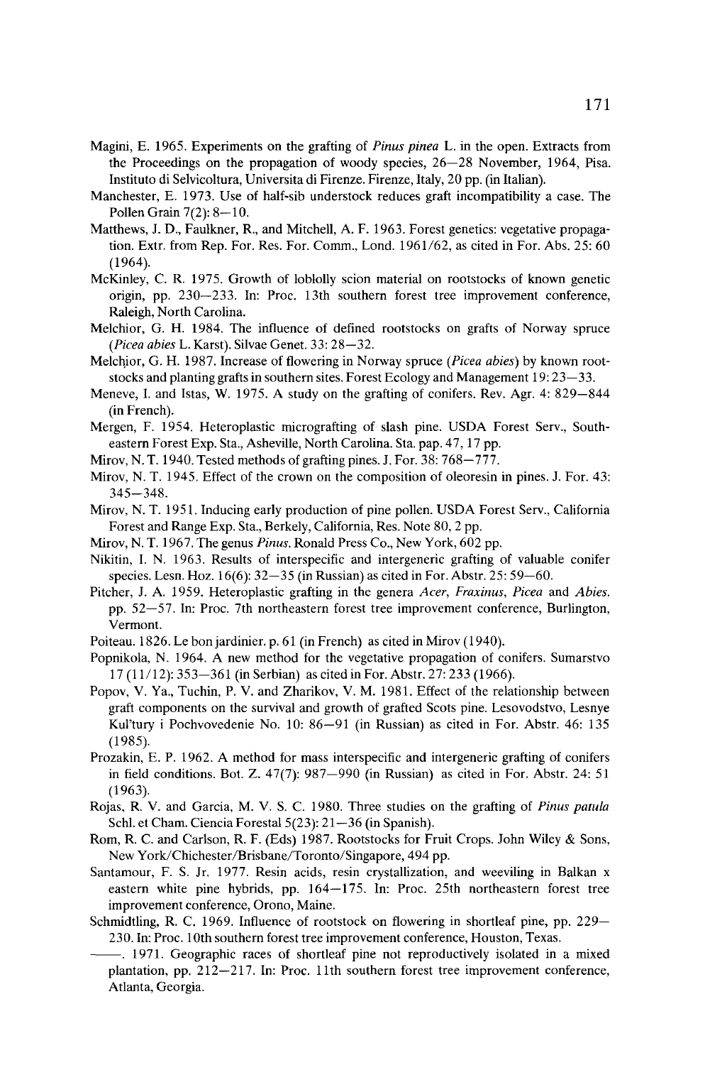Magini, E. 1965. Experiments on the grafting of *Pinus pinea* L. in the open. Extracts from the Proceedings on the propagation of woody species, 26—28 November, 1964, Pisa. Instituto di Selvicoltura, Universita di Firenze. Firenze, Italy, 20 pp. (in Italian).

Manchester, E. 1973. Use of half-sib understock reduces graft incompatibility a case. The Pollen Grain 7(2): 8—10.

Matthews, J. D., Faulkner, R., and Mitchell, A. F. 1963. Forest genetics: vegetative propagation. Extr. from Rep. For. Res. For. Comm., Lond. 1961/62, as cited in For. Abs. 25: 60 (1964).

McKinley, C. R. 1975. Growth of loblolly scion material on rootstocks of known genetic origin, pp. 230—233. In: Proc. 13th southern forest tree improvement conference, Raleigh, North Carolina.

Melchior, G. H. 1984. The influence of defined rootstocks on grafts of Norway spruce (*Picea abies* L. Karst). Silvae Genet. 33: 28—32.

Melchior, G. H. 1987. Increase of flowering in Norway spruce (*Picea abies*) by known rootstocks and planting grafts in southern sites. Forest Ecology and Management 19: 23—33.

Meneve, I. and Istas, W. 1975. A study on the grafting of conifers. Rev. Agr. 4: 829—844 (in French).

Mergen, F. 1954. Heteroplastic micrografting of slash pine. USDA Forest Serv., Southeastern Forest Exp. Sta., Asheville, North Carolina. Sta. pap. 47, 17 pp.

Mirov, N. T. 1940. Tested methods of grafting pines. J. For. 38: 768—777.

Mirov, N. T. 1945. Effect of the crown on the composition of oleoresin in pines. J. For. 43: 345—348.

Mirov, N. T. 1951. Inducing early production of pine pollen. USDA Forest Serv., California Forest and Range Exp. Sta., Berkely, California, Res. Note 80, 2 pp.

Mirov, N. T. 1967. The genus *Pinus*. Ronald Press Co., New York, 602 pp.

Nikitin, I. N. 1963. Results of interspecific and intergeneric grafting of valuable conifer species. Lesn. Hoz. 16(6): 32—35 (in Russian) as cited in For. Abstr. 25: 59—60.

Pitcher, J. A. 1959. Heteroplastic grafting in the genera *Acer*, *Fraxinus*, *Picea* and *Abies*. pp. 52—57. In: Proc. 7th northeastern forest tree improvement conference, Burlington, Vermont.

Poiteau. 1826. Le bon jardinier. p. 61 (in French) as cited in Mirov (1940).

Popnikola, N. 1964. A new method for the vegetative propagation of conifers. Sumarstvo 17 (11/12): 353—361 (in Serbian) as cited in For. Abstr. 27: 233 (1966).

Popov, V. Ya., Tuchin, P. V. and Zharikov, V. M. 1981. Effect of the relationship between graft components on the survival and growth of grafted Scots pine. Lesovodstvo, Lesnye Kul'tury i Pochvovedenie No. 10: 86—91 (in Russian) as cited in For. Abstr. 46: 135 (1985).

Prozakin, E. P. 1962. A method for mass interspecific and intergeneric grafting of conifers in field conditions. Bot. Z. 47(7): 987—990 (in Russian) as cited in For. Abstr. 24: 51 (1963).

Rojas, R. V. and Garcia, M. V. S. C. 1980. Three studies on the grafting of *Pinus patula* Schl. et Cham. Ciencia Forestal 5(23): 21—36 (in Spanish).

Rom, R. C. and Carlson, R. F. (Eds) 1987. Rootstocks for Fruit Crops. John Wiley & Sons, New York/Chichester/Brisbane/Toronto/Singapore, 494 pp.

Santamour, F. S. Jr. 1977. Resin acids, resin crystallization, and weeviling in Balkan x eastern white pine hybrids, pp. 164—175. In: Proc. 25th northeastern forest tree improvement conference, Orono, Maine.

Schmidtling, R. C. 1969. Influence of rootstock on flowering in shortleaf pine, pp. 229—230. In: Proc. 10th southern forest tree improvement conference, Houston, Texas.

——. 1971. Geographic races of shortleaf pine not reproductively isolated in a mixed plantation, pp. 212—217. In: Proc. 11th southern forest tree improvement conference, Atlanta, Georgia.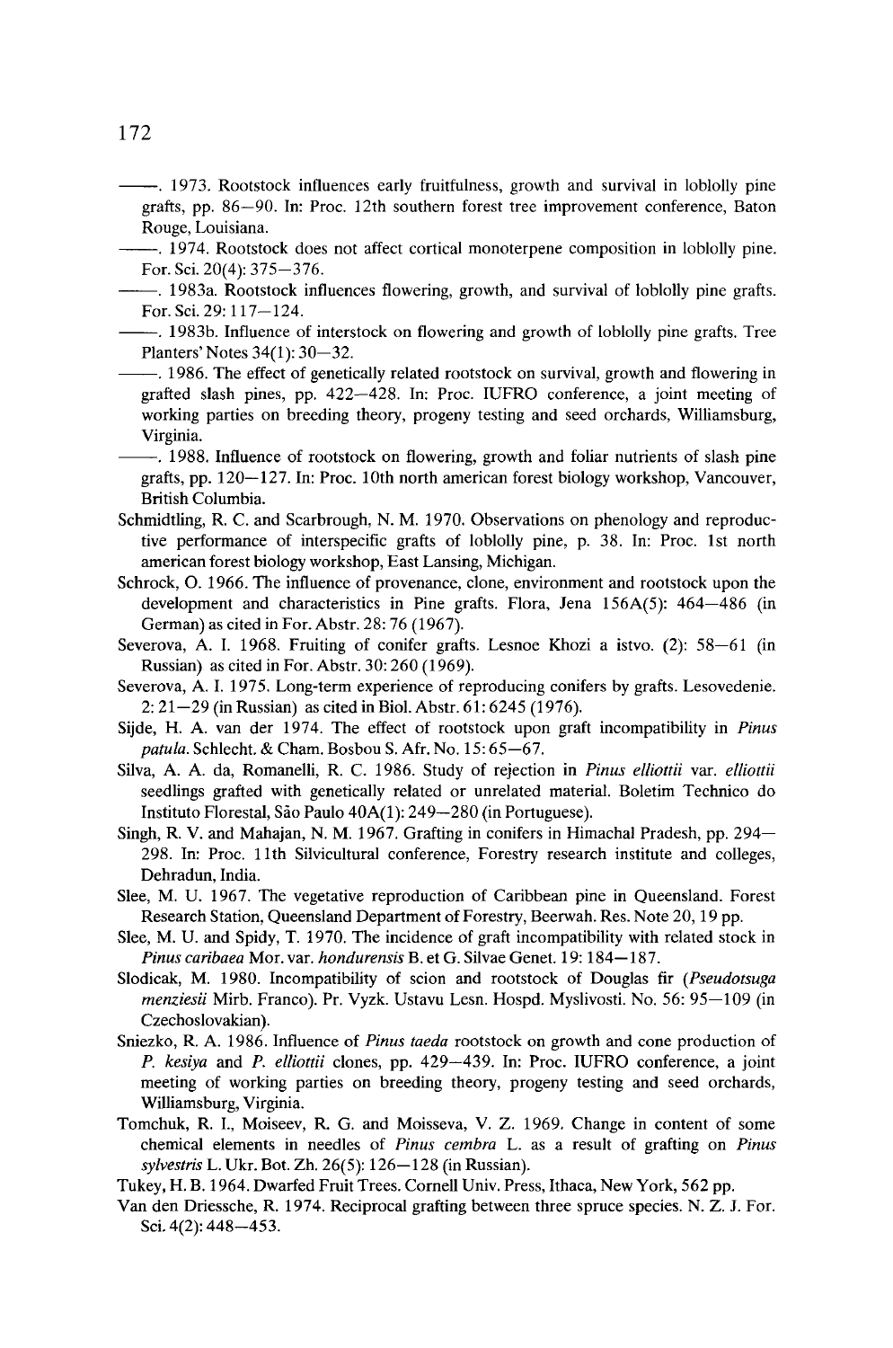——. 1973. Rootstock influences early fruitfulness, growth and survival in loblolly pine grafts, pp. 86—90. In: Proc. 12th southern forest tree improvement conference, Baton Rouge, Louisiana.

——. 1974. Rootstock does not affect cortical monoterpene composition in loblolly pine. For. Sci. 20(4): 375—376.

——. 1983a. Rootstock influences flowering, growth, and survival of loblolly pine grafts. For. Sci. 29: 117—124.

——. 1983b. Influence of interstock on flowering and growth of loblolly pine grafts. Tree Planters' Notes 34(1): 30—32.

——. 1986. The effect of genetically related rootstock on survival, growth and flowering in grafted slash pines, pp. 422—428. In: Proc. IUFRO conference, a joint meeting of working parties on breeding theory, progeny testing and seed orchards, Williamsburg, Virginia.

——. 1988. Influence of rootstock on flowering, growth and foliar nutrients of slash pine grafts, pp. 120—127. In: Proc. 10th north american forest biology workshop, Vancouver, British Columbia.

Schmidtling, R. C. and Scarbrough, N. M. 1970. Observations on phenology and reproductive performance of interspecific grafts of loblolly pine, p. 38. In: Proc. 1st north american forest biology workshop, East Lansing, Michigan.

Schrock, O. 1966. The influence of provenance, clone, environment and rootstock upon the development and characteristics in Pine grafts. Flora, Jena 156A(5): 464—486 (in German) as cited in For. Abstr. 28: 76 (1967).

Severova, A. I. 1968. Fruiting of conifer grafts. Lesnoe Khozi a istvo. (2): 58—61 (in Russian) as cited in For. Abstr. 30: 260 (1969).

Severova, A. I. 1975. Long-term experience of reproducing conifers by grafts. Lesovedenie. 2: 21—29 (in Russian) as cited in Biol. Abstr. 61: 6245 (1976).

Sijde, H. A. van der 1974. The effect of rootstock upon graft incompatibility in *Pinus patula*. Schlecht. & Cham. Bosbou S. Afr. No. 15: 65—67.

Silva, A. A. da, Romanelli, R. C. 1986. Study of rejection in *Pinus elliottii* var. *elliottii* seedlings grafted with genetically related or unrelated material. Boletim Technico do Instituto Florestal, São Paulo 40A(1): 249—280 (in Portuguese).

Singh, R. V. and Mahajan, N. M. 1967. Grafting in conifers in Himachal Pradesh, pp. 294—298. In: Proc. 11th Silvicultural conference, Forestry research institute and colleges, Dehradun, India.

Slee, M. U. 1967. The vegetative reproduction of Caribbean pine in Queensland. Forest Research Station, Queensland Department of Forestry, Beerwah. Res. Note 20, 19 pp.

Slee, M. U. and Spidy, T. 1970. The incidence of graft incompatibility with related stock in *Pinus caribaea* Mor. var. *hondurensis* B. et G. Silvae Genet. 19: 184—187.

Slodicak, M. 1980. Incompatibility of scion and rootstock of Douglas fir (*Pseudotsuga menziesii* Mirb. Franco). Pr. Vyzk. Ustavu Lesn. Hospd. Myslivosti. No. 56: 95—109 (in Czechoslovakian).

Sniezko, R. A. 1986. Influence of *Pinus taeda* rootstock on growth and cone production of *P. kesiya* and *P. elliottii* clones, pp. 429—439. In: Proc. IUFRO conference, a joint meeting of working parties on breeding theory, progeny testing and seed orchards, Williamsburg, Virginia.

Tomchuk, R. I., Moiseev, R. G. and Moisseva, V. Z. 1969. Change in content of some chemical elements in needles of *Pinus cembra* L. as a result of grafting on *Pinus sylvestris* L. Ukr. Bot. Zh. 26(5): 126—128 (in Russian).

Tukey, H. B. 1964. Dwarfed Fruit Trees. Cornell Univ. Press, Ithaca, New York, 562 pp.

Van den Driessche, R. 1974. Reciprocal grafting between three spruce species. N. Z. J. For. Sci. 4(2): 448—453.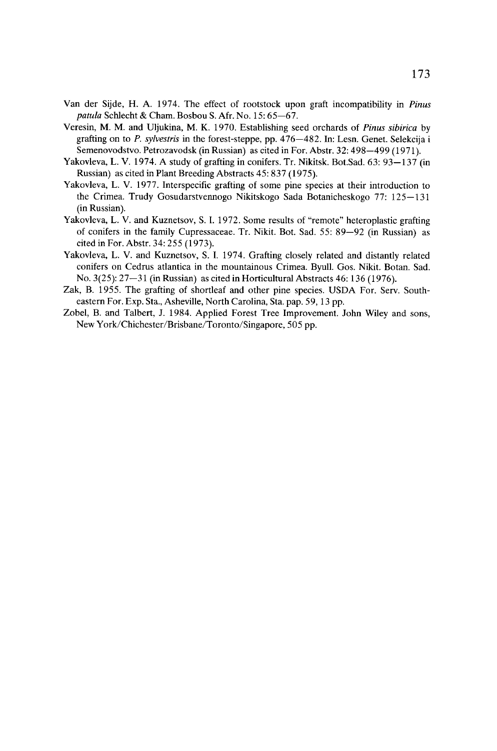Van der Sijde, H. A. 1974. The effect of rootstock upon graft incompatibility in *Pinus patula* Schlecht & Cham. Bosbou S. Afr. No. 15: 65—67.

Veresin, M. M. and Uljukina, M. K. 1970. Establishing seed orchards of *Pinus sibirica* by grafting on to *P. sylvestris* in the forest-steppe, pp. 476—482. In: Lesn. Genet. Selekcija i Semenovodstvo. Petrozavodsk (in Russian) as cited in For. Abstr. 32: 498—499 (1971).

Yakovleva, L. V. 1974. A study of grafting in conifers. Tr. Nikitsk. Bot.Sad. 63: 93—137 (in Russian) as cited in Plant Breeding Abstracts 45: 837 (1975).

Yakovleva, L. V. 1977. Interspecific grafting of some pine species at their introduction to the Crimea. Trudy Gosudarstvennogo Nikitskogo Sada Botanicheskogo 77: 125—131 (in Russian).

Yakovleva, L. V. and Kuznetsov, S. I. 1972. Some results of "remote" heteroplastic grafting of conifers in the family Cupressaceae. Tr. Nikit. Bot. Sad. 55: 89—92 (in Russian) as cited in For. Abstr. 34: 255 (1973).

Yakovleva, L. V. and Kuznetsov, S. I. 1974. Grafting closely related and distantly related conifers on Cedrus atlantica in the mountainous Crimea. Byull. Gos. Nikit. Botan. Sad. No. 3(25): 27—31 (in Russian) as cited in Horticultural Abstracts 46: 136 (1976).

Zak, B. 1955. The grafting of shortleaf and other pine species. USDA For. Serv. Southeastern For. Exp. Sta., Asheville, North Carolina, Sta. pap. 59, 13 pp.

Zobel, B. and Talbert, J. 1984. Applied Forest Tree Improvement. John Wiley and sons, New York/Chichester/Brisbane/Toronto/Singapore, 505 pp.